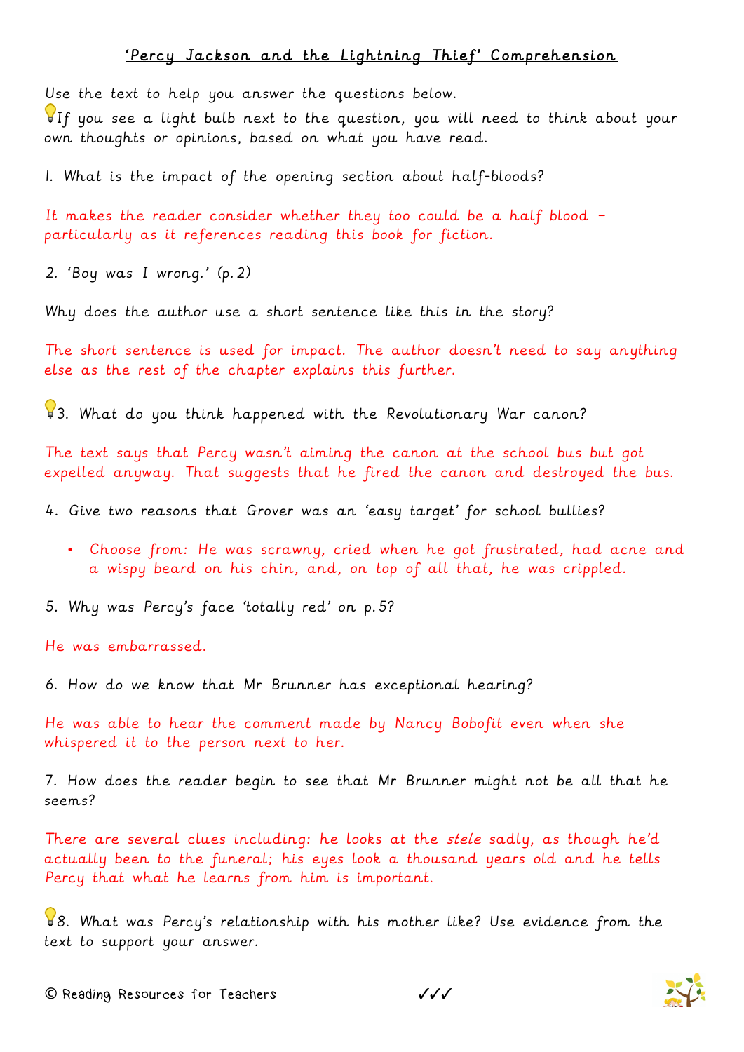## 'Percy Jackson and the Lightning Thief' Comprehension

Use the text to help you answer the questions below.

💡If you see a light bulb next to the question, you will need to think about your own thoughts or opinions, based on what you have read.

1. What is the impact of the opening section about half-bloods?

It makes the reader consider whether they too could be a half blood – particularly as it references reading this book for fiction.

2. 'Boy was I wrong.' (p.2)

Why does the author use a short sentence like this in the story?

The short sentence is used for impact. The author doesn't need to say anything else as the rest of the chapter explains this further.

💡3. What do you think happened with the Revolutionary War canon?

The text says that Percy wasn't aiming the canon at the school bus but got expelled anyway. That suggests that he fired the canon and destroyed the bus.

4. Give two reasons that Grover was an 'easy target' for school bullies?

- Choose from: He was scrawny, cried when he got frustrated, had acne and a wispy beard on his chin, and, on top of all that, he was crippled.

5. Why was Percy's face 'totally red' on p.5?

He was embarrassed.

6. How do we know that Mr Brunner has exceptional hearing?

He was able to hear the comment made by Nancy Bobofit even when she whispered it to the person next to her.

7. How does the reader begin to see that Mr Brunner might not be all that he seems?

There are several clues including: he looks at the *stele* sadly, as though he'd actually been to the funeral; his eyes look a thousand years old and he tells Percy that what he learns from him is important.

💡8. What was Percy's relationship with his mother like? Use evidence from the text to support your answer.

© Reading Resources for Teachers ✓✓✓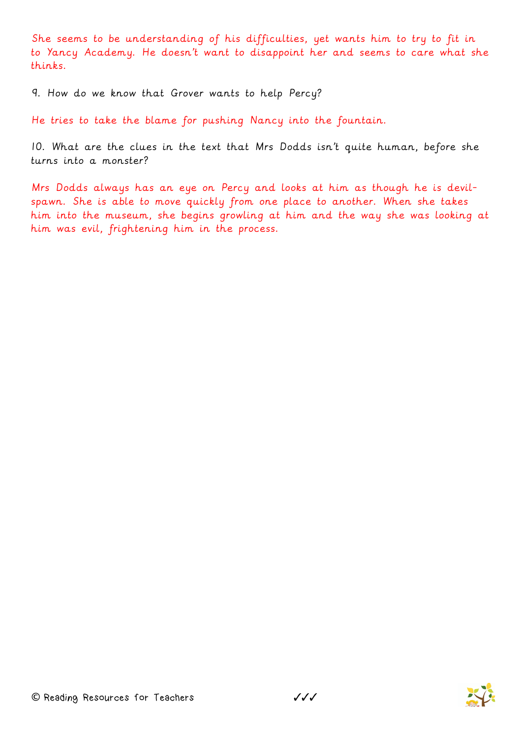She seems to be understanding of his difficulties, yet wants him to try to fit in to Yancy Academy. He doesn't want to disappoint her and seems to care what she thinks.

9. How do we know that Grover wants to help Percy?

He tries to take the blame for pushing Nancy into the fountain.

10. What are the clues in the text that Mrs Dodds isn't quite human, before she turns into a monster?

Mrs Dodds always has an eye on Percy and looks at him as though he is devil-spawn. She is able to move quickly from one place to another. When she takes him into the museum, she begins growling at him and the way she was looking at him was evil, frightening him in the process.